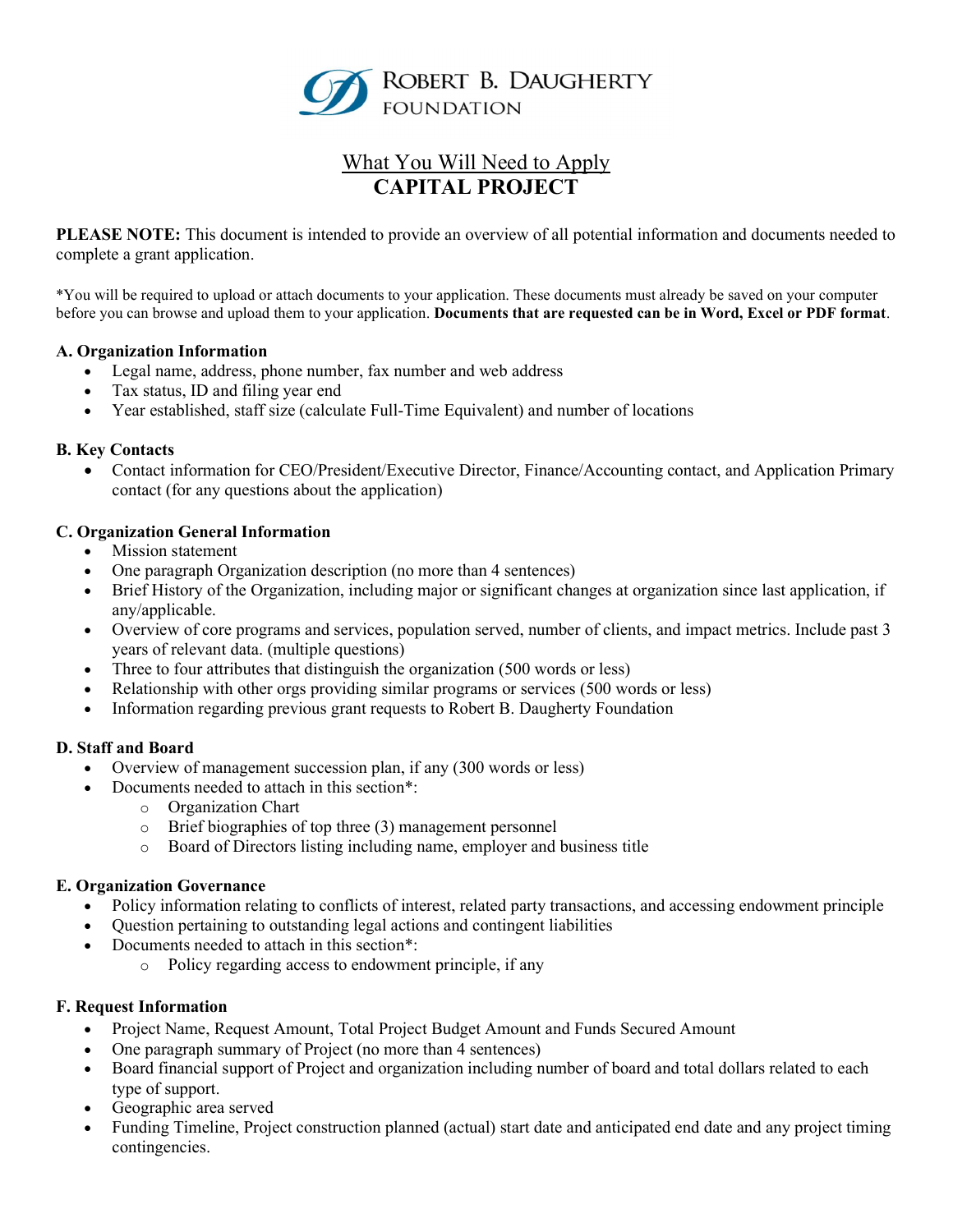ROBERT B. DAUGHERTY FOUNDATION

# What You Will Need to Apply
# CAPITAL PROJECT

**PLEASE NOTE:** This document is intended to provide an overview of all potential information and documents needed to complete a grant application.

*You will be required to upload or attach documents to your application. These documents must already be saved on your computer before you can browse and upload them to your application. **Documents that are requested can be in Word, Excel or PDF format**.

### A. Organization Information

- Legal name, address, phone number, fax number and web address
- Tax status, ID and filing year end
- Year established, staff size (calculate Full-Time Equivalent) and number of locations

### B. Key Contacts

- Contact information for CEO/President/Executive Director, Finance/Accounting contact, and Application Primary contact (for any questions about the application)

### C. Organization General Information

- Mission statement
- One paragraph Organization description (no more than 4 sentences)
- Brief History of the Organization, including major or significant changes at organization since last application, if any/applicable.
- Overview of core programs and services, population served, number of clients, and impact metrics. Include past 3 years of relevant data. (multiple questions)
- Three to four attributes that distinguish the organization (500 words or less)
- Relationship with other orgs providing similar programs or services (500 words or less)
- Information regarding previous grant requests to Robert B. Daugherty Foundation

### D. Staff and Board

- Overview of management succession plan, if any (300 words or less)
- Documents needed to attach in this section*:
  - Organization Chart
  - Brief biographies of top three (3) management personnel
  - Board of Directors listing including name, employer and business title

### E. Organization Governance

- Policy information relating to conflicts of interest, related party transactions, and accessing endowment principle
- Question pertaining to outstanding legal actions and contingent liabilities
- Documents needed to attach in this section*:
  - Policy regarding access to endowment principle, if any

### F. Request Information

- Project Name, Request Amount, Total Project Budget Amount and Funds Secured Amount
- One paragraph summary of Project (no more than 4 sentences)
- Board financial support of Project and organization including number of board and total dollars related to each type of support.
- Geographic area served
- Funding Timeline, Project construction planned (actual) start date and anticipated end date and any project timing contingencies.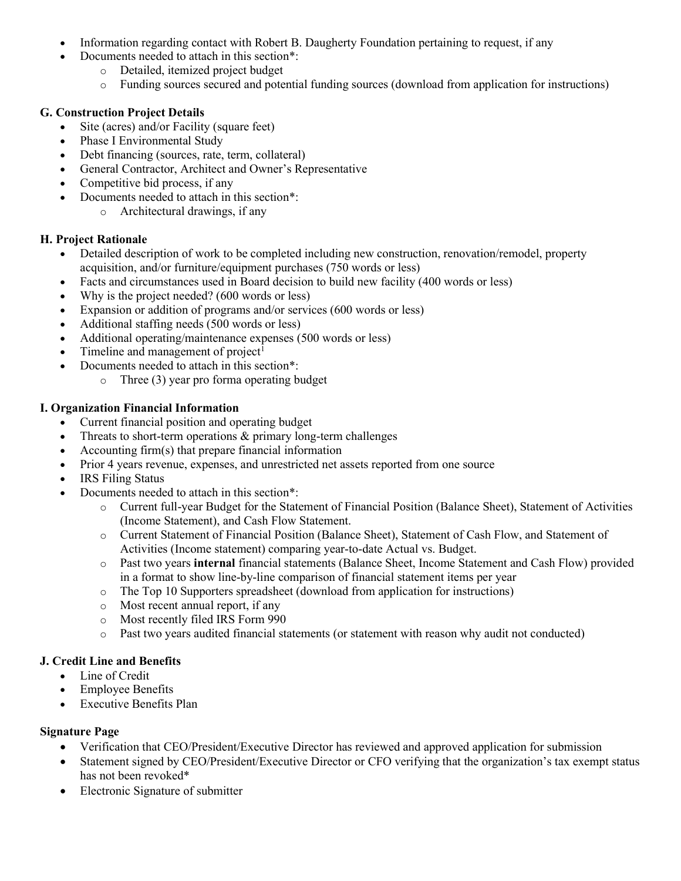- Information regarding contact with Robert B. Daugherty Foundation pertaining to request, if any
- Documents needed to attach in this section*:
  - Detailed, itemized project budget
  - Funding sources secured and potential funding sources (download from application for instructions)

### G. Construction Project Details

- Site (acres) and/or Facility (square feet)
- Phase I Environmental Study
- Debt financing (sources, rate, term, collateral)
- General Contractor, Architect and Owner's Representative
- Competitive bid process, if any
- Documents needed to attach in this section*:
  - Architectural drawings, if any

### H. Project Rationale

- Detailed description of work to be completed including new construction, renovation/remodel, property acquisition, and/or furniture/equipment purchases (750 words or less)
- Facts and circumstances used in Board decision to build new facility (400 words or less)
- Why is the project needed? (600 words or less)
- Expansion or addition of programs and/or services (600 words or less)
- Additional staffing needs (500 words or less)
- Additional operating/maintenance expenses (500 words or less)
- Timeline and management of project[1]
- Documents needed to attach in this section*:
  - Three (3) year pro forma operating budget

### I. Organization Financial Information

- Current financial position and operating budget
- Threats to short-term operations & primary long-term challenges
- Accounting firm(s) that prepare financial information
- Prior 4 years revenue, expenses, and unrestricted net assets reported from one source
- IRS Filing Status
- Documents needed to attach in this section*:
  - Current full-year Budget for the Statement of Financial Position (Balance Sheet), Statement of Activities (Income Statement), and Cash Flow Statement.
  - Current Statement of Financial Position (Balance Sheet), Statement of Cash Flow, and Statement of Activities (Income statement) comparing year-to-date Actual vs. Budget.
  - Past two years **internal** financial statements (Balance Sheet, Income Statement and Cash Flow) provided in a format to show line-by-line comparison of financial statement items per year
  - The Top 10 Supporters spreadsheet (download from application for instructions)
  - Most recent annual report, if any
  - Most recently filed IRS Form 990
  - Past two years audited financial statements (or statement with reason why audit not conducted)

### J. Credit Line and Benefits

- Line of Credit
- Employee Benefits
- Executive Benefits Plan

### Signature Page

- Verification that CEO/President/Executive Director has reviewed and approved application for submission
- Statement signed by CEO/President/Executive Director or CFO verifying that the organization's tax exempt status has not been revoked*
- Electronic Signature of submitter